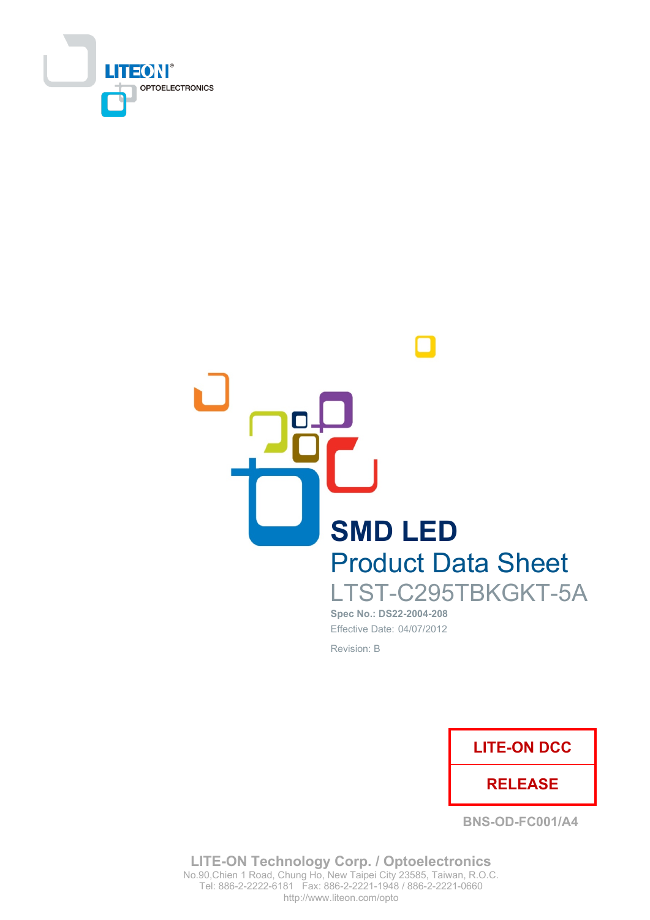LITEON OPTOELECTRONICS

# SMD LED

## Product Data Sheet

LTST-C295TBKGKT-5A

**Spec No.: DS22-2004-208**

Effective Date: 04/07/2012

Revision: B

| LITE-ON DCC |
| --- |
| RELEASE |

BNS-OD-FC001/A4

**LITE-ON Technology Corp. / Optoelectronics**

No.90,Chien 1 Road, Chung Ho, New Taipei City 23585, Taiwan, R.O.C.

Tel: 886-2-2222-6181 Fax: 886-2-2221-1948 / 886-2-2221-0660

http://www.liteon.com/opto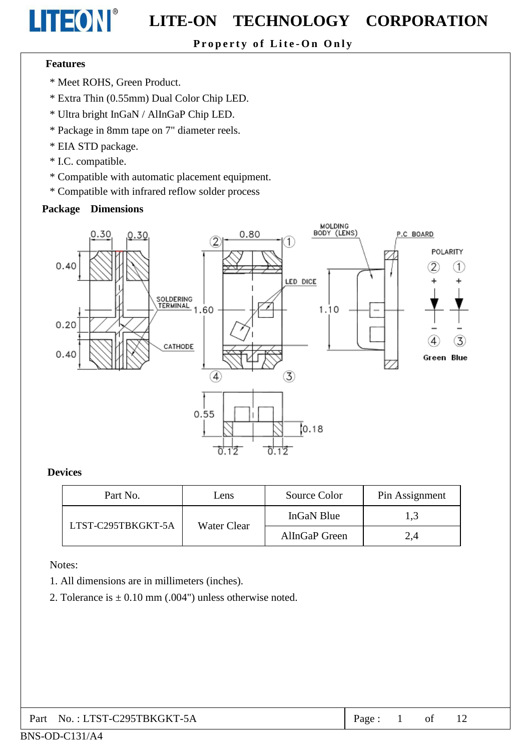**Features**

* Meet ROHS, Green Product.
* Extra Thin (0.55mm) Dual Color Chip LED.
* Ultra bright InGaN / AlInGaP Chip LED.
* Package in 8mm tape on 7" diameter reels.
* EIA STD package.
* I.C. compatible.
* Compatible with automatic placement equipment.
* Compatible with infrared reflow solder process

**Package Dimensions**

**Devices**

| Part No. | Lens | Source Color | Pin Assignment |
|---|---|---|---|
| LTST-C295TBKGKT-5A | Water Clear | InGaN Blue | 1,3 |
| | | AlInGaP Green | 2,4 |

Notes:

1. All dimensions are in millimeters (inches).
2. Tolerance is ± 0.10 mm (.004") unless otherwise noted.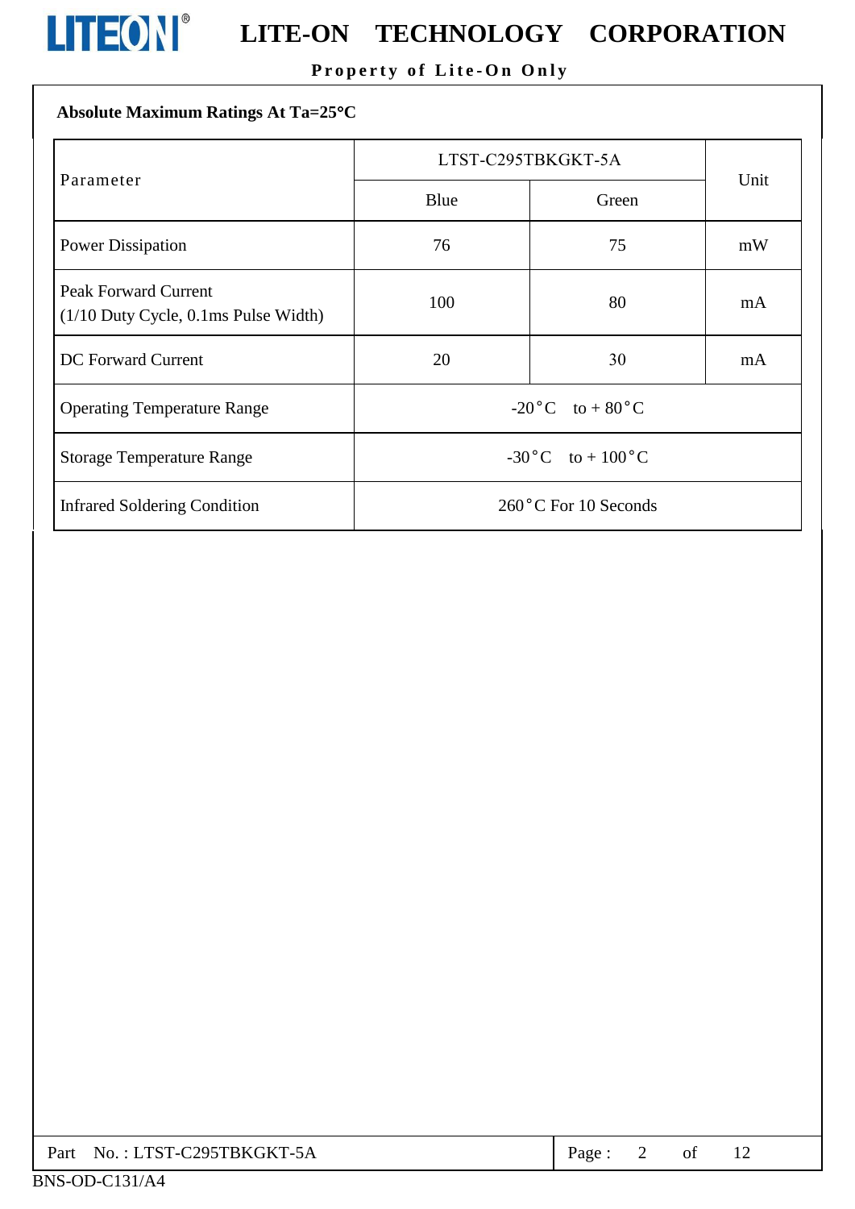## Absolute Maximum Ratings At Ta=25°C

| Parameter | LTST-C295TBKGKT-5A | | Unit |
|---|---|---|---|
| | Blue | Green | |
| Power Dissipation | 76 | 75 | mW |
| Peak Forward Current (1/10 Duty Cycle, 0.1ms Pulse Width) | 100 | 80 | mA |
| DC Forward Current | 20 | 30 | mA |
| Operating Temperature Range | -20°C to + 80°C | | |
| Storage Temperature Range | -30°C to + 100°C | | |
| Infrared Soldering Condition | 260°C For 10 Seconds | | |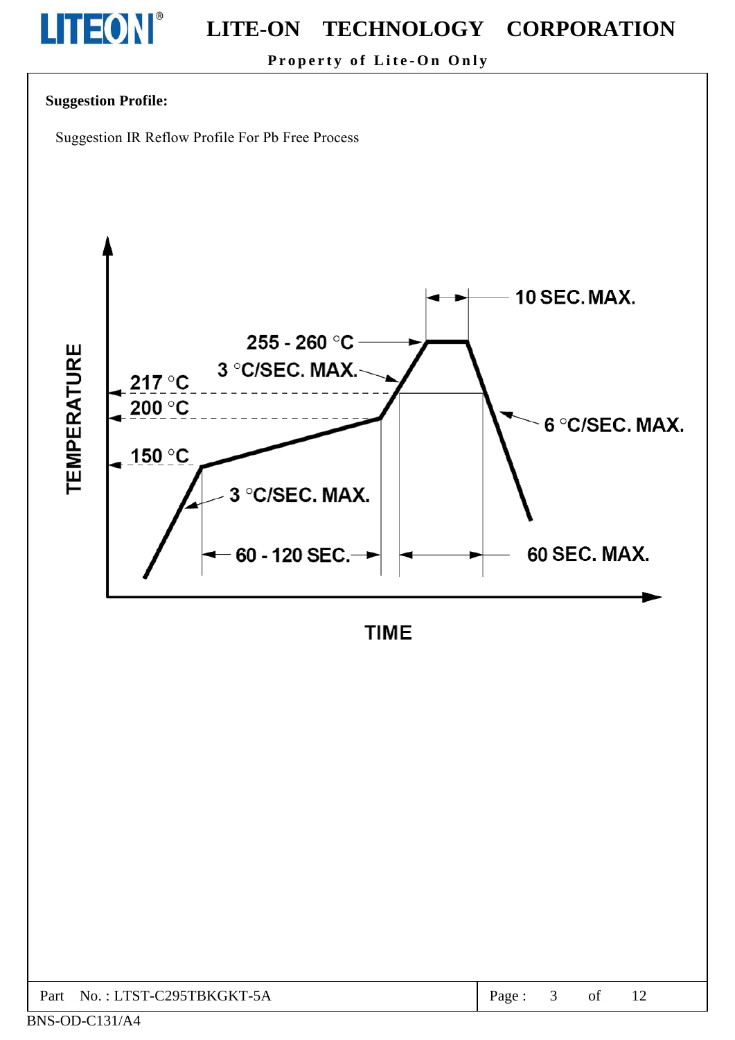**Suggestion Profile:**

Suggestion IR Reflow Profile For Pb Free Process

TEMPERATURE

10 SEC. MAX.

255 - 260 °C

3 °C/SEC. MAX.

217 °C

200 °C

6 °C/SEC. MAX.

150 °C

3 °C/SEC. MAX.

60 - 120 SEC.

60 SEC. MAX.

TIME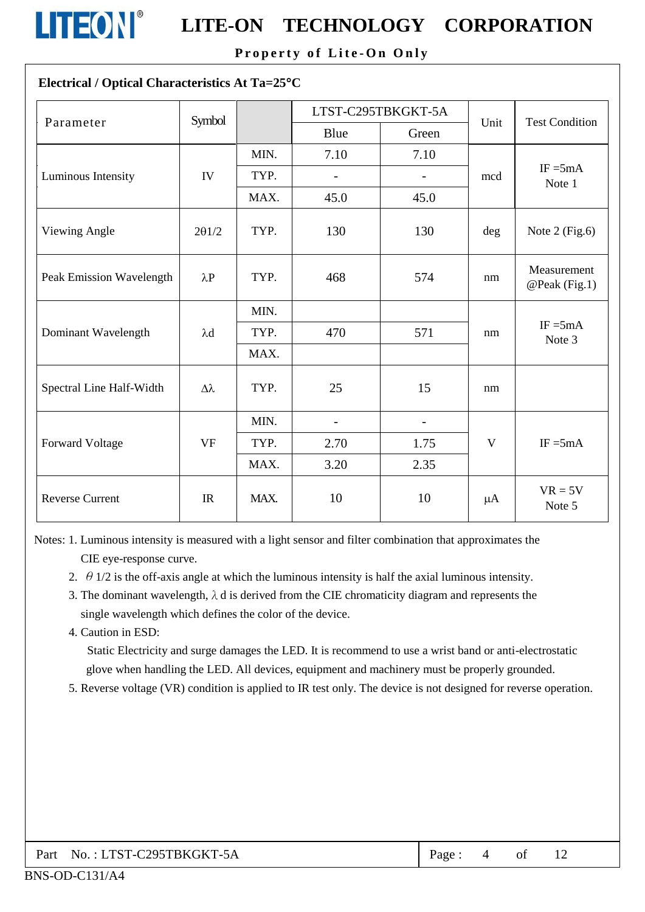## Electrical / Optical Characteristics At Ta=25°C

| Parameter | Symbol | | LTST-C295TBKGKT-5A | | Unit | Test Condition |
|---|---|---|---|---|---|---|
| | | | Blue | Green | | |
| Luminous Intensity | IV | MIN. | 7.10 | 7.10 | mcd | IF =5mA Note 1 |
| | | TYP. | - | - | | |
| | | MAX. | 45.0 | 45.0 | | |
| Viewing Angle | 2θ1/2 | TYP. | 130 | 130 | deg | Note 2 (Fig.6) |
| Peak Emission Wavelength | λP | TYP. | 468 | 574 | nm | Measurement @Peak (Fig.1) |
| Dominant Wavelength | λd | MIN. | | | nm | IF =5mA Note 3 |
| | | TYP. | 470 | 571 | | |
| | | MAX. | | | | |
| Spectral Line Half-Width | Δλ | TYP. | 25 | 15 | nm | |
| Forward Voltage | VF | MIN. | - | - | V | IF =5mA |
| | | TYP. | 2.70 | 1.75 | | |
| | | MAX. | 3.20 | 2.35 | | |
| Reverse Current | IR | MAX. | 10 | 10 | μA | VR = 5V Note 5 |

Notes: 1. Luminous intensity is measured with a light sensor and filter combination that approximates the CIE eye-response curve.

2. θ 1/2 is the off-axis angle at which the luminous intensity is half the axial luminous intensity.

3. The dominant wavelength, λ d is derived from the CIE chromaticity diagram and represents the single wavelength which defines the color of the device.

4. Caution in ESD:

   Static Electricity and surge damages the LED. It is recommend to use a wrist band or anti-electrostatic glove when handling the LED. All devices, equipment and machinery must be properly grounded.

5. Reverse voltage (VR) condition is applied to IR test only. The device is not designed for reverse operation.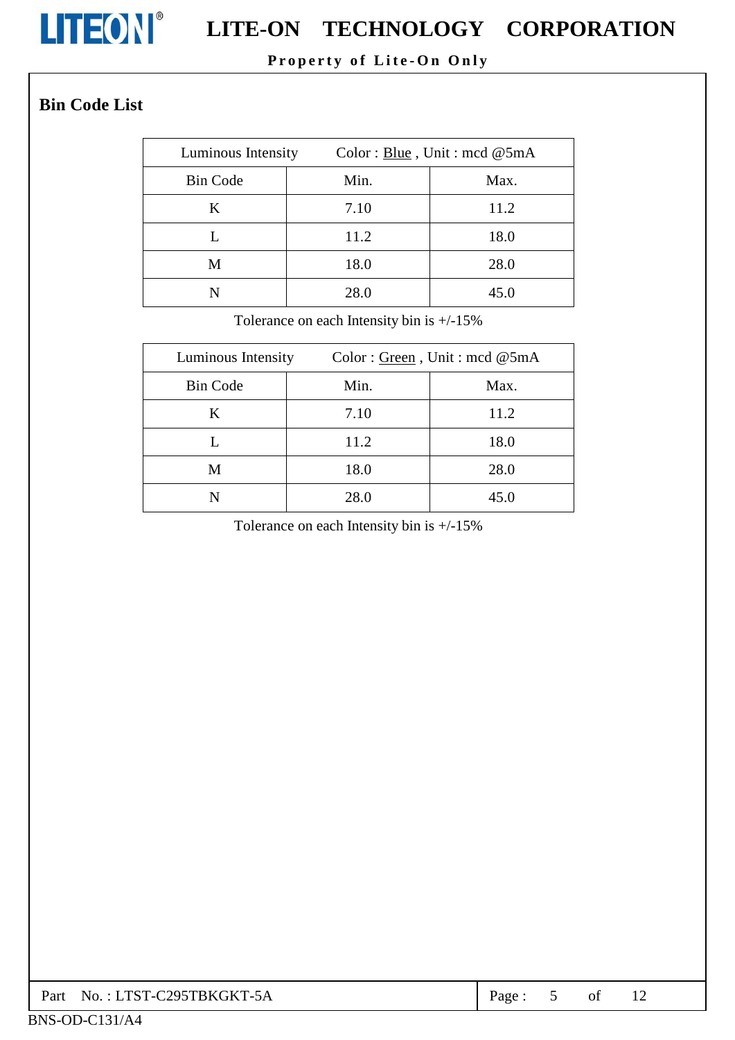## Bin Code List

| Luminous Intensity | Color : Blue , Unit : mcd @5mA | |
|---|---|---|
| Bin Code | Min. | Max. |
| K | 7.10 | 11.2 |
| L | 11.2 | 18.0 |
| M | 18.0 | 28.0 |
| N | 28.0 | 45.0 |

Tolerance on each Intensity bin is +/-15%

| Luminous Intensity | Color : Green , Unit : mcd @5mA | |
|---|---|---|
| Bin Code | Min. | Max. |
| K | 7.10 | 11.2 |
| L | 11.2 | 18.0 |
| M | 18.0 | 28.0 |
| N | 28.0 | 45.0 |

Tolerance on each Intensity bin is +/-15%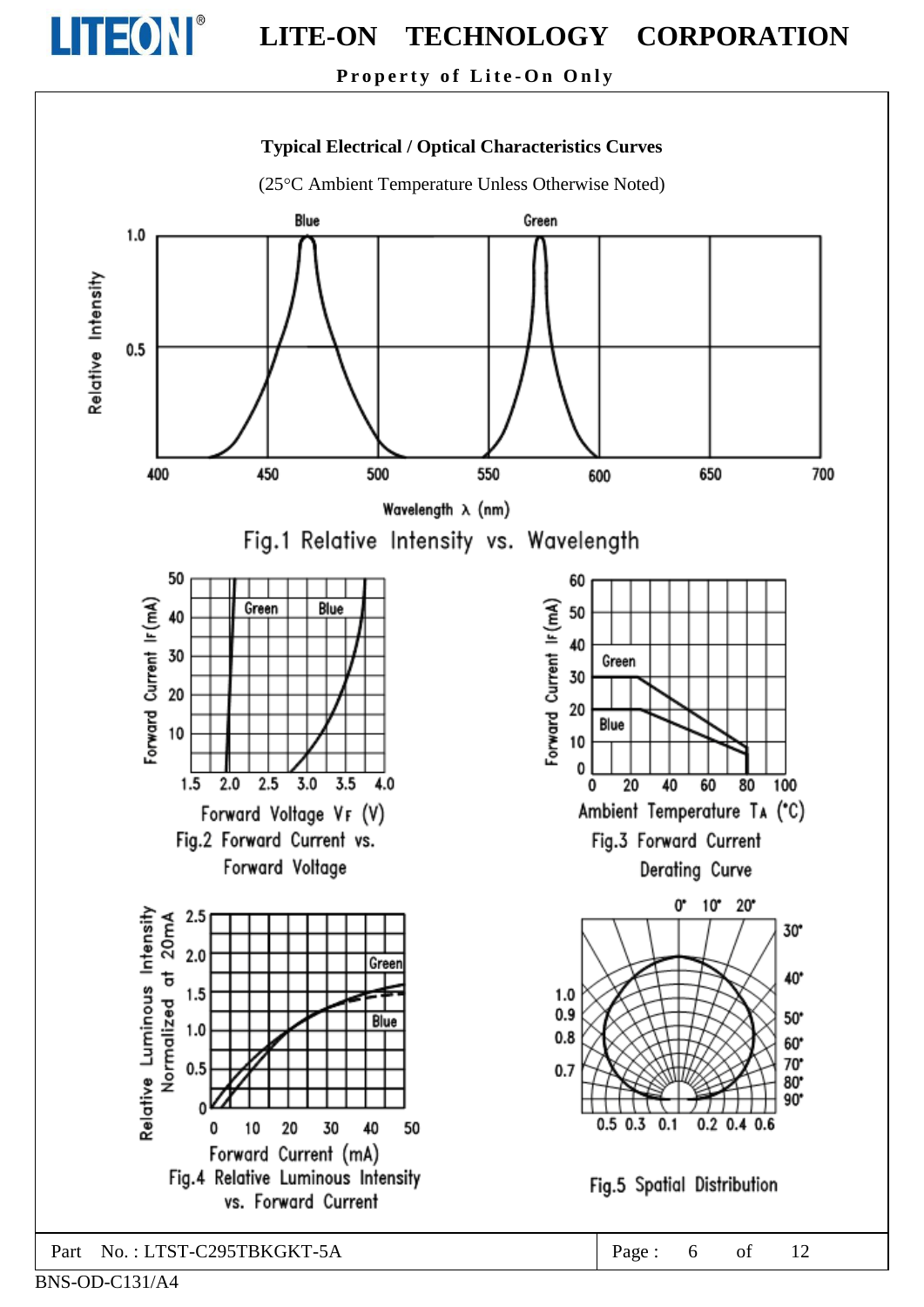## Typical Electrical / Optical Characteristics Curves

(25°C Ambient Temperature Unless Otherwise Noted)

Fig.1 Relative Intensity vs. Wavelength

Fig.2 Forward Current vs. Forward Voltage

Fig.3 Forward Current Derating Curve

Fig.4 Relative Luminous Intensity vs. Forward Current

Fig.5 Spatial Distribution

Part No. : LTST-C295TBKGKT-5A

BNS-OD-C131/A4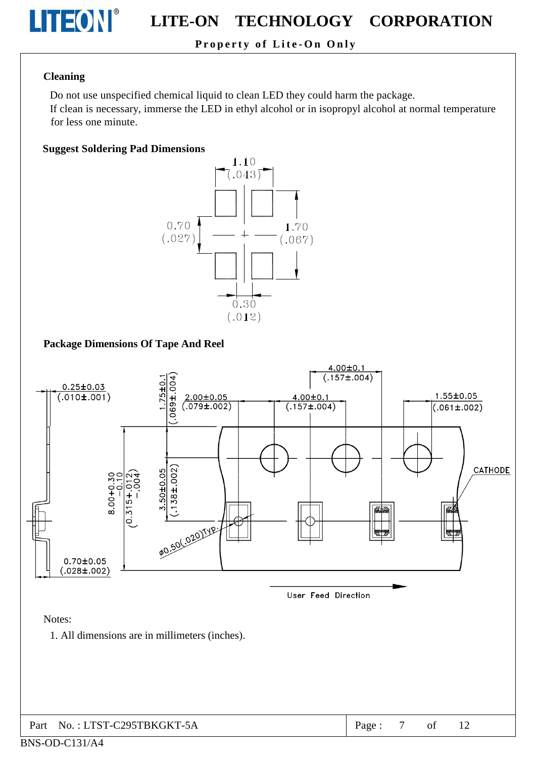**Cleaning**

Do not use unspecified chemical liquid to clean LED they could harm the package.
If clean is necessary, immerse the LED in ethyl alcohol or in isopropyl alcohol at normal temperature for less one minute.

**Suggest Soldering Pad Dimensions**

1.10 (.043)

0.70 (.027)

1.70 (.067)

0.30 (.012)

**Package Dimensions Of Tape And Reel**

0.25±0.03 (.010±.001)

1.75±0.1 (.069±.004)

2.00±0.05 (.079±.002)

4.00±0.1 (.157±.004)

4.00±0.1 (.157±.004)

1.55±0.05 (.061±.002)

CATHODE

8.00+0.30 −0.10 (0.315+.012 −.004)

3.50±0.05 (.138±.002)

ø0.50(.020)Typ.

0.70±0.05 (.028±.002)

User Feed Direction

Notes:

1. All dimensions are in millimeters (inches).

Part No. : LTST-C295TBKGKT-5A

BNS-OD-C131/A4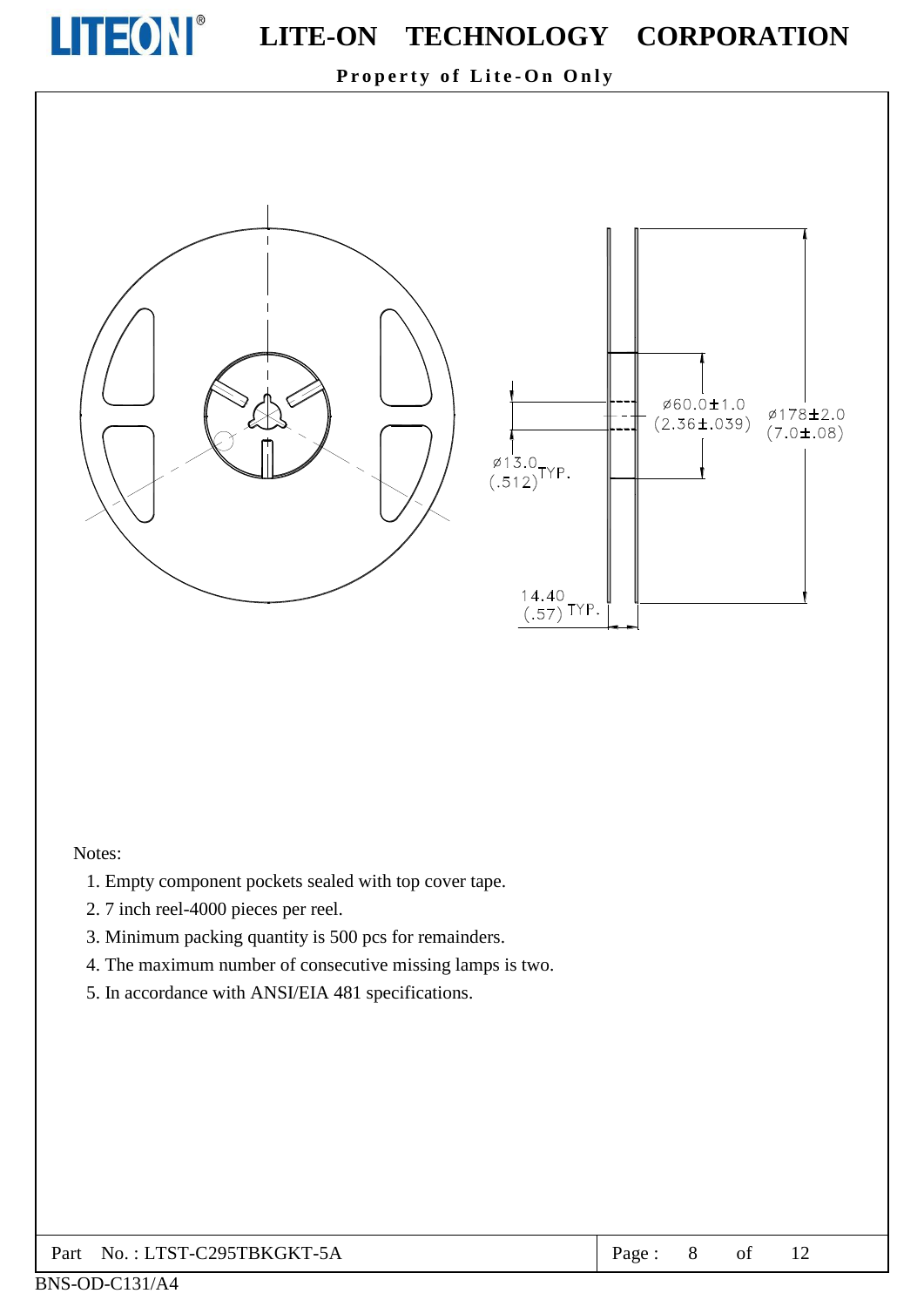ø60.0±1.0
(2.36±.039)

ø178±2.0
(7.0±.08)

ø13.0
(.512) TYP.

14.40
(.57) TYP.

Notes:

1. Empty component pockets sealed with top cover tape.
2. 7 inch reel-4000 pieces per reel.
3. Minimum packing quantity is 500 pcs for remainders.
4. The maximum number of consecutive missing lamps is two.
5. In accordance with ANSI/EIA 481 specifications.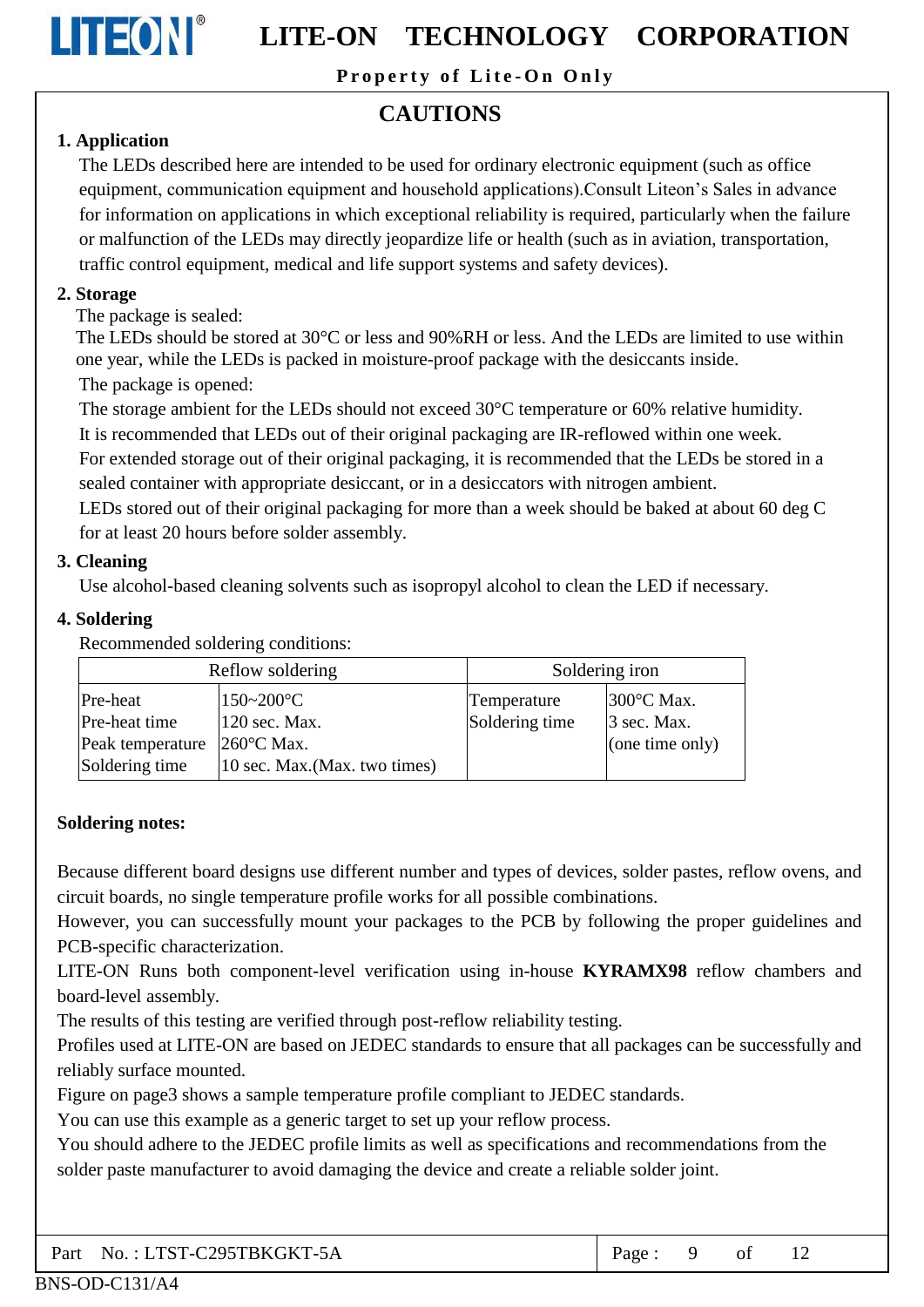# CAUTIONS

## 1. Application

The LEDs described here are intended to be used for ordinary electronic equipment (such as office equipment, communication equipment and household applications).Consult Liteon's Sales in advance for information on applications in which exceptional reliability is required, particularly when the failure or malfunction of the LEDs may directly jeopardize life or health (such as in aviation, transportation, traffic control equipment, medical and life support systems and safety devices).

## 2. Storage

The package is sealed:

The LEDs should be stored at 30°C or less and 90%RH or less. And the LEDs are limited to use within one year, while the LEDs is packed in moisture-proof package with the desiccants inside.

The package is opened:

The storage ambient for the LEDs should not exceed 30°C temperature or 60% relative humidity.

It is recommended that LEDs out of their original packaging are IR-reflowed within one week.

For extended storage out of their original packaging, it is recommended that the LEDs be stored in a sealed container with appropriate desiccant, or in a desiccators with nitrogen ambient.

LEDs stored out of their original packaging for more than a week should be baked at about 60 deg C for at least 20 hours before solder assembly.

## 3. Cleaning

Use alcohol-based cleaning solvents such as isopropyl alcohol to clean the LED if necessary.

## 4. Soldering

Recommended soldering conditions:

| Reflow soldering | | Soldering iron | |
|---|---|---|---|
| Pre-heat<br>Pre-heat time<br>Peak temperature<br>Soldering time | 150~200°C<br>120 sec. Max.<br>260°C Max.<br>10 sec. Max.(Max. two times) | Temperature<br>Soldering time | 300°C Max.<br>3 sec. Max.<br>(one time only) |

**Soldering notes:**

Because different board designs use different number and types of devices, solder pastes, reflow ovens, and circuit boards, no single temperature profile works for all possible combinations.

However, you can successfully mount your packages to the PCB by following the proper guidelines and PCB-specific characterization.

LITE-ON Runs both component-level verification using in-house **KYRAMX98** reflow chambers and board-level assembly.

The results of this testing are verified through post-reflow reliability testing.

Profiles used at LITE-ON are based on JEDEC standards to ensure that all packages can be successfully and reliably surface mounted.

Figure on page3 shows a sample temperature profile compliant to JEDEC standards.

You can use this example as a generic target to set up your reflow process.

You should adhere to the JEDEC profile limits as well as specifications and recommendations from the solder paste manufacturer to avoid damaging the device and create a reliable solder joint.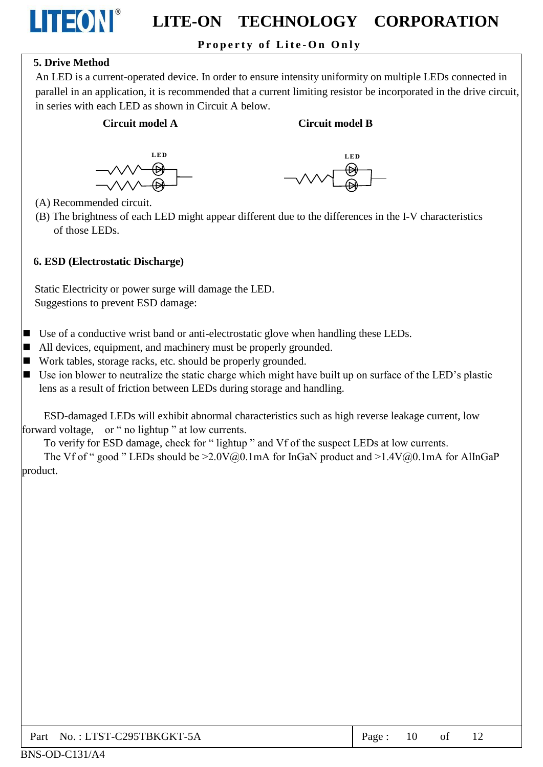## 5. Drive Method

An LED is a current-operated device. In order to ensure intensity uniformity on multiple LEDs connected in parallel in an application, it is recommended that a current limiting resistor be incorporated in the drive circuit, in series with each LED as shown in Circuit A below.

**Circuit model A** **Circuit model B**

LED LED

(A) Recommended circuit.

(B) The brightness of each LED might appear different due to the differences in the I-V characteristics of those LEDs.

## 6. ESD (Electrostatic Discharge)

Static Electricity or power surge will damage the LED.
Suggestions to prevent ESD damage:

- Use of a conductive wrist band or anti-electrostatic glove when handling these LEDs.
- All devices, equipment, and machinery must be properly grounded.
- Work tables, storage racks, etc. should be properly grounded.
- Use ion blower to neutralize the static charge which might have built up on surface of the LED's plastic lens as a result of friction between LEDs during storage and handling.

ESD-damaged LEDs will exhibit abnormal characteristics such as high reverse leakage current, low forward voltage, or " no lightup " at low currents.

To verify for ESD damage, check for " lightup " and Vf of the suspect LEDs at low currents.

The Vf of " good " LEDs should be >2.0V@0.1mA for InGaN product and >1.4V@0.1mA for AlInGaP product.

Part No. : LTST-C295TBKGKT-5A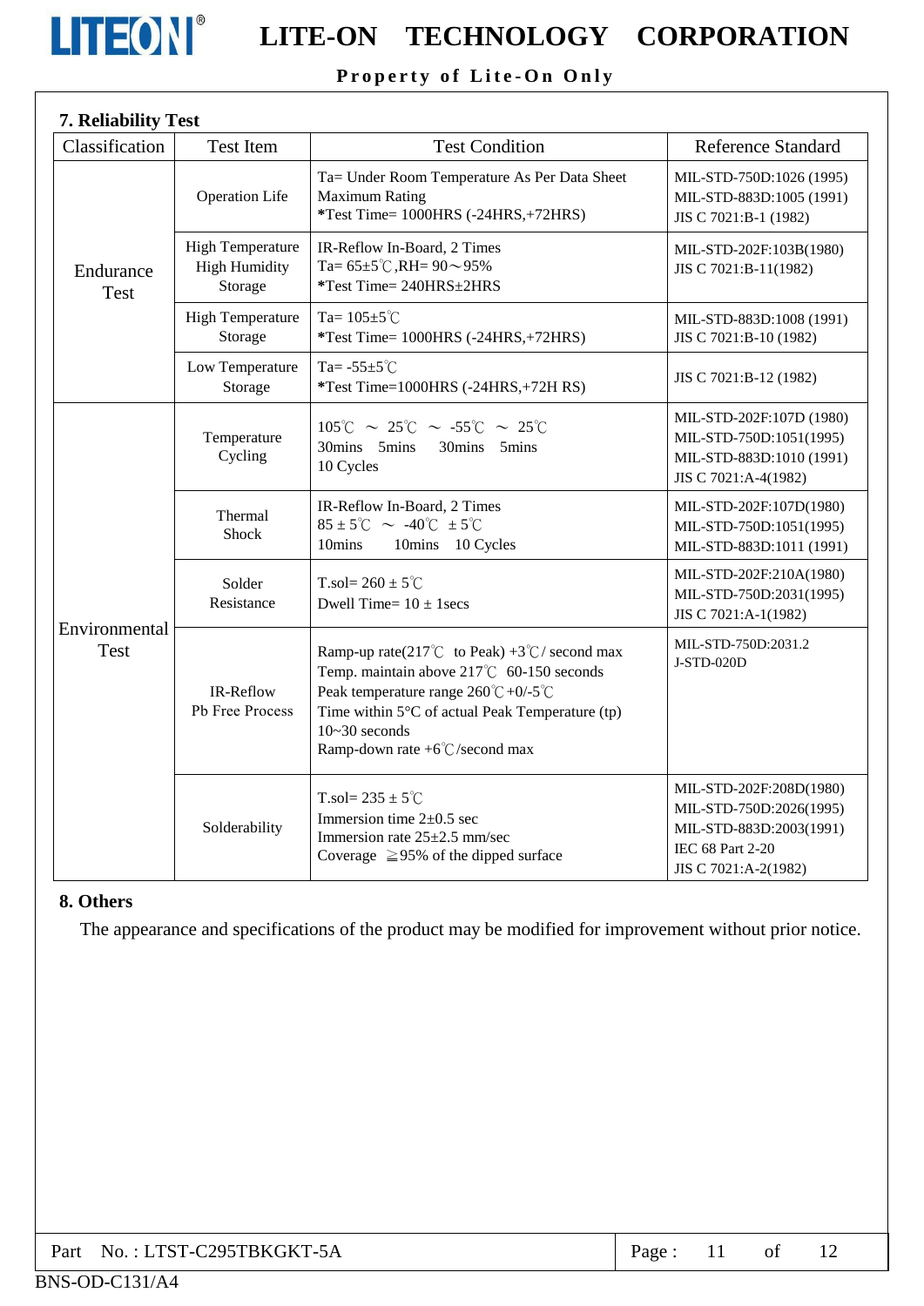## 7. Reliability Test

| Classification | Test Item | Test Condition | Reference Standard |
|---|---|---|---|
| Endurance Test | Operation Life | Ta= Under Room Temperature As Per Data Sheet Maximum Rating<br>*Test Time= 1000HRS (-24HRS,+72HRS) | MIL-STD-750D:1026 (1995)<br>MIL-STD-883D:1005 (1991)<br>JIS C 7021:B-1 (1982) |
| | High Temperature High Humidity Storage | IR-Reflow In-Board, 2 Times<br>Ta= 65±5℃,RH= 90～95%<br>*Test Time= 240HRS±2HRS | MIL-STD-202F:103B(1980)<br>JIS C 7021:B-11(1982) |
| | High Temperature Storage | Ta= 105±5℃<br>*Test Time= 1000HRS (-24HRS,+72HRS) | MIL-STD-883D:1008 (1991)<br>JIS C 7021:B-10 (1982) |
| | Low Temperature Storage | Ta= -55±5℃<br>*Test Time=1000HRS (-24HRS,+72H RS) | JIS C 7021:B-12 (1982) |
| Environmental Test | Temperature Cycling | 105℃ ～ 25℃ ～ -55℃ ～ 25℃<br>30mins 5mins 30mins 5mins<br>10 Cycles | MIL-STD-202F:107D (1980)<br>MIL-STD-750D:1051(1995)<br>MIL-STD-883D:1010 (1991)<br>JIS C 7021:A-4(1982) |
| | Thermal Shock | IR-Reflow In-Board, 2 Times<br>85 ± 5℃ ～ -40℃ ± 5℃<br>10mins 10mins 10 Cycles | MIL-STD-202F:107D(1980)<br>MIL-STD-750D:1051(1995)<br>MIL-STD-883D:1011 (1991) |
| | Solder Resistance | T.sol= 260 ± 5℃<br>Dwell Time= 10 ± 1secs | MIL-STD-202F:210A(1980)<br>MIL-STD-750D:2031(1995)<br>JIS C 7021:A-1(1982) |
| | IR-Reflow Pb Free Process | Ramp-up rate(217℃ to Peak) +3℃/ second max<br>Temp. maintain above 217℃ 60-150 seconds<br>Peak temperature range 260℃+0/-5℃<br>Time within 5°C of actual Peak Temperature (tp) 10~30 seconds<br>Ramp-down rate +6℃/second max | MIL-STD-750D:2031.2<br>J-STD-020D |
| | Solderability | T.sol= 235 ± 5℃<br>Immersion time 2±0.5 sec<br>Immersion rate 25±2.5 mm/sec<br>Coverage ≧95% of the dipped surface | MIL-STD-202F:208D(1980)<br>MIL-STD-750D:2026(1995)<br>MIL-STD-883D:2003(1991)<br>IEC 68 Part 2-20<br>JIS C 7021:A-2(1982) |

## 8. Others

The appearance and specifications of the product may be modified for improvement without prior notice.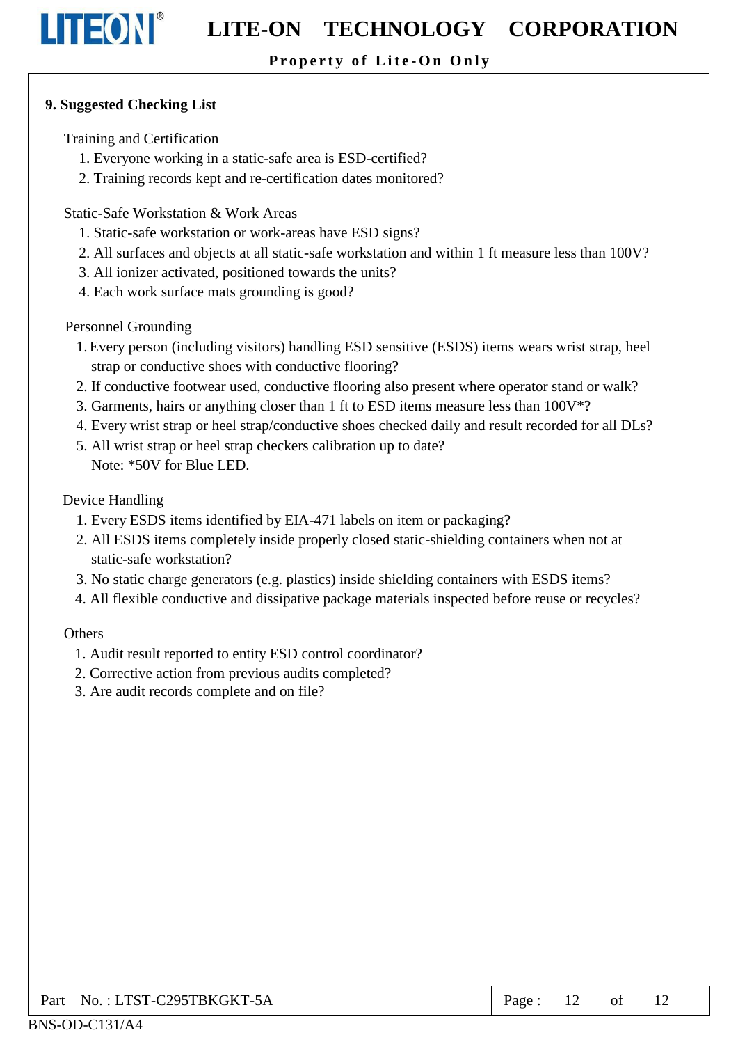## 9. Suggested Checking List

Training and Certification

1. Everyone working in a static-safe area is ESD-certified?
2. Training records kept and re-certification dates monitored?

Static-Safe Workstation & Work Areas

1. Static-safe workstation or work-areas have ESD signs?
2. All surfaces and objects at all static-safe workstation and within 1 ft measure less than 100V?
3. All ionizer activated, positioned towards the units?
4. Each work surface mats grounding is good?

Personnel Grounding

1. Every person (including visitors) handling ESD sensitive (ESDS) items wears wrist strap, heel strap or conductive shoes with conductive flooring?
2. If conductive footwear used, conductive flooring also present where operator stand or walk?
3. Garments, hairs or anything closer than 1 ft to ESD items measure less than 100V*?
4. Every wrist strap or heel strap/conductive shoes checked daily and result recorded for all DLs?
5. All wrist strap or heel strap checkers calibration up to date?

   Note: *50V for Blue LED.

Device Handling

1. Every ESDS items identified by EIA-471 labels on item or packaging?
2. All ESDS items completely inside properly closed static-shielding containers when not at static-safe workstation?
3. No static charge generators (e.g. plastics) inside shielding containers with ESDS items?
4. All flexible conductive and dissipative package materials inspected before reuse or recycles?

Others

1. Audit result reported to entity ESD control coordinator?
2. Corrective action from previous audits completed?
3. Are audit records complete and on file?